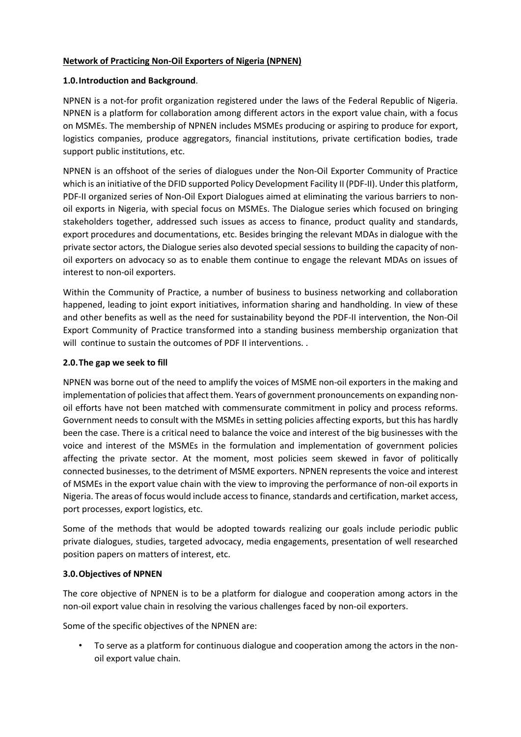**Network of Practicing Non-Oil Exporters of Nigeria (NPNEN)**

## 1.0. Introduction and Background.

NPNEN is a not-for profit organization registered under the laws of the Federal Republic of Nigeria. NPNEN is a platform for collaboration among different actors in the export value chain, with a focus on MSMEs. The membership of NPNEN includes MSMEs producing or aspiring to produce for export, logistics companies, produce aggregators, financial institutions, private certification bodies, trade support public institutions, etc.

NPNEN is an offshoot of the series of dialogues under the Non-Oil Exporter Community of Practice which is an initiative of the DFID supported Policy Development Facility II (PDF-II). Under this platform, PDF-II organized series of Non-Oil Export Dialogues aimed at eliminating the various barriers to non-oil exports in Nigeria, with special focus on MSMEs. The Dialogue series which focused on bringing stakeholders together, addressed such issues as access to finance, product quality and standards, export procedures and documentations, etc. Besides bringing the relevant MDAs in dialogue with the private sector actors, the Dialogue series also devoted special sessions to building the capacity of non-oil exporters on advocacy so as to enable them continue to engage the relevant MDAs on issues of interest to non-oil exporters.

Within the Community of Practice, a number of business to business networking and collaboration happened, leading to joint export initiatives, information sharing and handholding. In view of these and other benefits as well as the need for sustainability beyond the PDF-II intervention, the Non-Oil Export Community of Practice transformed into a standing business membership organization that will continue to sustain the outcomes of PDF II interventions. .

## 2.0. The gap we seek to fill

NPNEN was borne out of the need to amplify the voices of MSME non-oil exporters in the making and implementation of policies that affect them. Years of government pronouncements on expanding non-oil efforts have not been matched with commensurate commitment in policy and process reforms. Government needs to consult with the MSMEs in setting policies affecting exports, but this has hardly been the case. There is a critical need to balance the voice and interest of the big businesses with the voice and interest of the MSMEs in the formulation and implementation of government policies affecting the private sector. At the moment, most policies seem skewed in favor of politically connected businesses, to the detriment of MSME exporters. NPNEN represents the voice and interest of MSMEs in the export value chain with the view to improving the performance of non-oil exports in Nigeria. The areas of focus would include access to finance, standards and certification, market access, port processes, export logistics, etc.

Some of the methods that would be adopted towards realizing our goals include periodic public private dialogues, studies, targeted advocacy, media engagements, presentation of well researched position papers on matters of interest, etc.

## 3.0. Objectives of NPNEN

The core objective of NPNEN is to be a platform for dialogue and cooperation among actors in the non-oil export value chain in resolving the various challenges faced by non-oil exporters.

Some of the specific objectives of the NPNEN are:

- To serve as a platform for continuous dialogue and cooperation among the actors in the non-oil export value chain.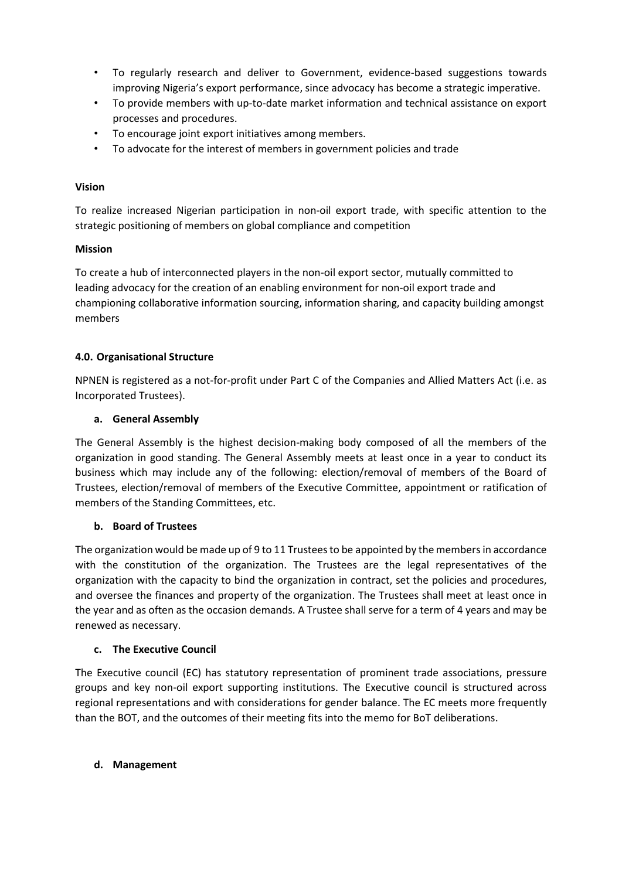- To regularly research and deliver to Government, evidence-based suggestions towards improving Nigeria's export performance, since advocacy has become a strategic imperative.
- To provide members with up-to-date market information and technical assistance on export processes and procedures.
- To encourage joint export initiatives among members.
- To advocate for the interest of members in government policies and trade

**Vision**

To realize increased Nigerian participation in non-oil export trade, with specific attention to the strategic positioning of members on global compliance and competition

**Mission**

To create a hub of interconnected players in the non-oil export sector, mutually committed to leading advocacy for the creation of an enabling environment for non-oil export trade and championing collaborative information sourcing, information sharing, and capacity building amongst members

## 4.0. Organisational Structure

NPNEN is registered as a not-for-profit under Part C of the Companies and Allied Matters Act (i.e. as Incorporated Trustees).

### a. General Assembly

The General Assembly is the highest decision-making body composed of all the members of the organization in good standing. The General Assembly meets at least once in a year to conduct its business which may include any of the following: election/removal of members of the Board of Trustees, election/removal of members of the Executive Committee, appointment or ratification of members of the Standing Committees, etc.

### b. Board of Trustees

The organization would be made up of 9 to 11 Trustees to be appointed by the members in accordance with the constitution of the organization. The Trustees are the legal representatives of the organization with the capacity to bind the organization in contract, set the policies and procedures, and oversee the finances and property of the organization. The Trustees shall meet at least once in the year and as often as the occasion demands. A Trustee shall serve for a term of 4 years and may be renewed as necessary.

### c. The Executive Council

The Executive council (EC) has statutory representation of prominent trade associations, pressure groups and key non-oil export supporting institutions. The Executive council is structured across regional representations and with considerations for gender balance. The EC meets more frequently than the BOT, and the outcomes of their meeting fits into the memo for BoT deliberations.

### d. Management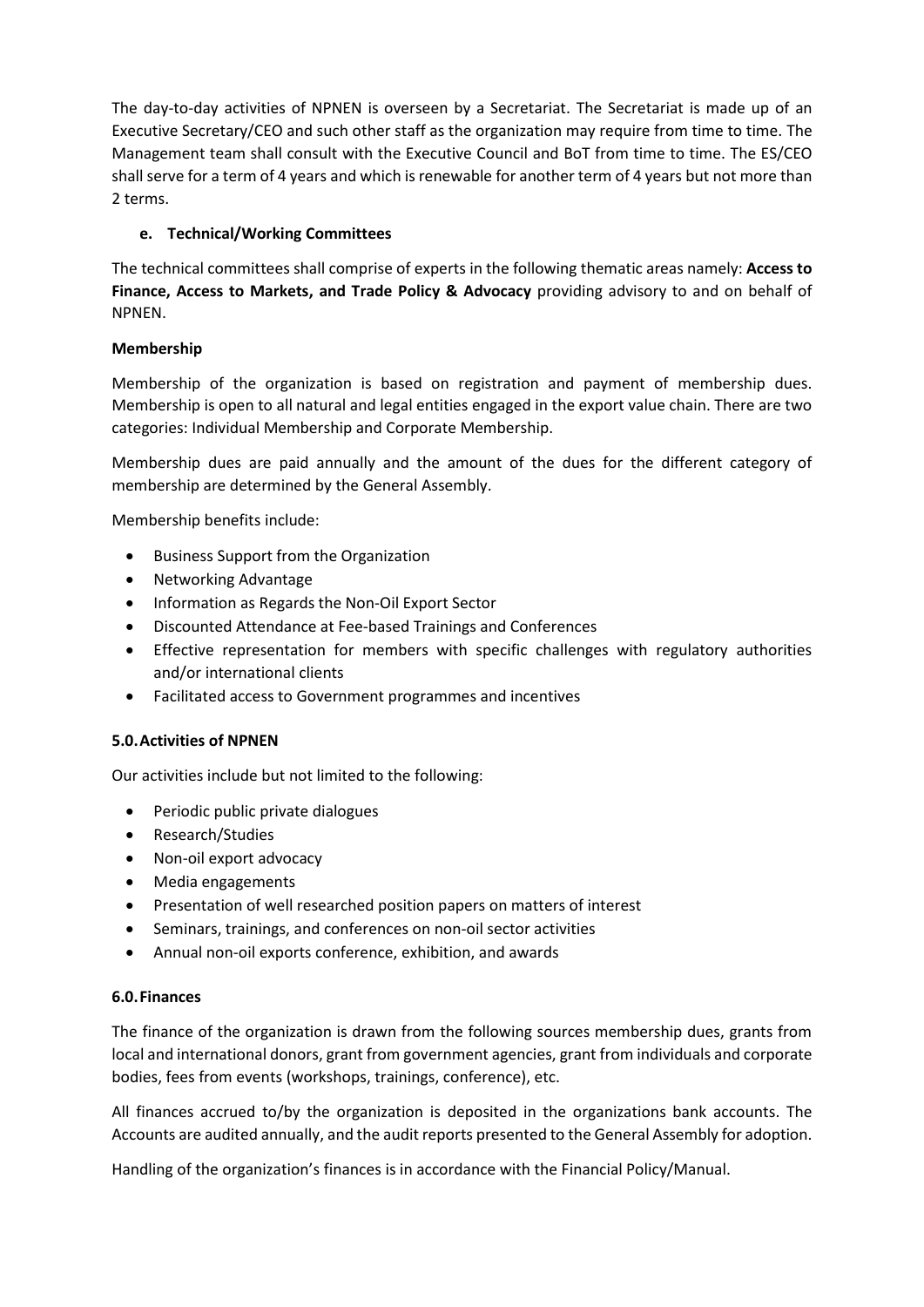The day-to-day activities of NPNEN is overseen by a Secretariat. The Secretariat is made up of an Executive Secretary/CEO and such other staff as the organization may require from time to time. The Management team shall consult with the Executive Council and BoT from time to time. The ES/CEO shall serve for a term of 4 years and which is renewable for another term of 4 years but not more than 2 terms.

#### e. Technical/Working Committees

The technical committees shall comprise of experts in the following thematic areas namely: **Access to Finance, Access to Markets, and Trade Policy & Advocacy** providing advisory to and on behalf of NPNEN.

### Membership

Membership of the organization is based on registration and payment of membership dues. Membership is open to all natural and legal entities engaged in the export value chain. There are two categories: Individual Membership and Corporate Membership.

Membership dues are paid annually and the amount of the dues for the different category of membership are determined by the General Assembly.

Membership benefits include:

- Business Support from the Organization
- Networking Advantage
- Information as Regards the Non-Oil Export Sector
- Discounted Attendance at Fee-based Trainings and Conferences
- Effective representation for members with specific challenges with regulatory authorities and/or international clients
- Facilitated access to Government programmes and incentives

## 5.0. Activities of NPNEN

Our activities include but not limited to the following:

- Periodic public private dialogues
- Research/Studies
- Non-oil export advocacy
- Media engagements
- Presentation of well researched position papers on matters of interest
- Seminars, trainings, and conferences on non-oil sector activities
- Annual non-oil exports conference, exhibition, and awards

## 6.0. Finances

The finance of the organization is drawn from the following sources membership dues, grants from local and international donors, grant from government agencies, grant from individuals and corporate bodies, fees from events (workshops, trainings, conference), etc.

All finances accrued to/by the organization is deposited in the organizations bank accounts. The Accounts are audited annually, and the audit reports presented to the General Assembly for adoption.

Handling of the organization's finances is in accordance with the Financial Policy/Manual.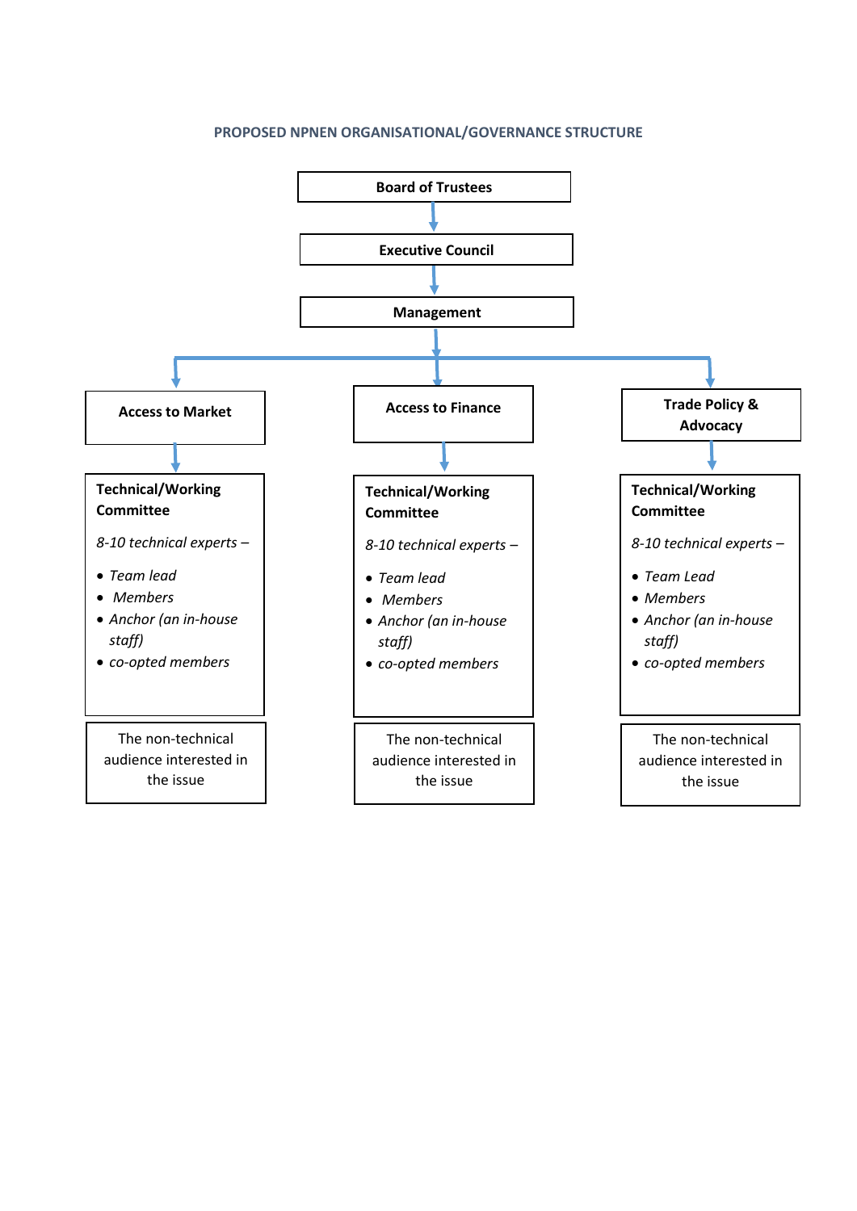## PROPOSED NPNEN ORGANISATIONAL/GOVERNANCE STRUCTURE

**Board of Trustees**

**Executive Council**

**Management**

**Access to Market**

**Technical/Working Committee**

*8-10 technical experts –*

- *Team lead*
- *Members*
- *Anchor (an in-house staff)*
- *co-opted members*

The non-technical audience interested in the issue

**Access to Finance**

**Technical/Working Committee**

*8-10 technical experts –*

- *Team lead*
- *Members*
- *Anchor (an in-house staff)*
- *co-opted members*

The non-technical audience interested in the issue

**Trade Policy & Advocacy**

**Technical/Working Committee**

*8-10 technical experts –*

- *Team Lead*
- *Members*
- *Anchor (an in-house staff)*
- *co-opted members*

The non-technical audience interested in the issue